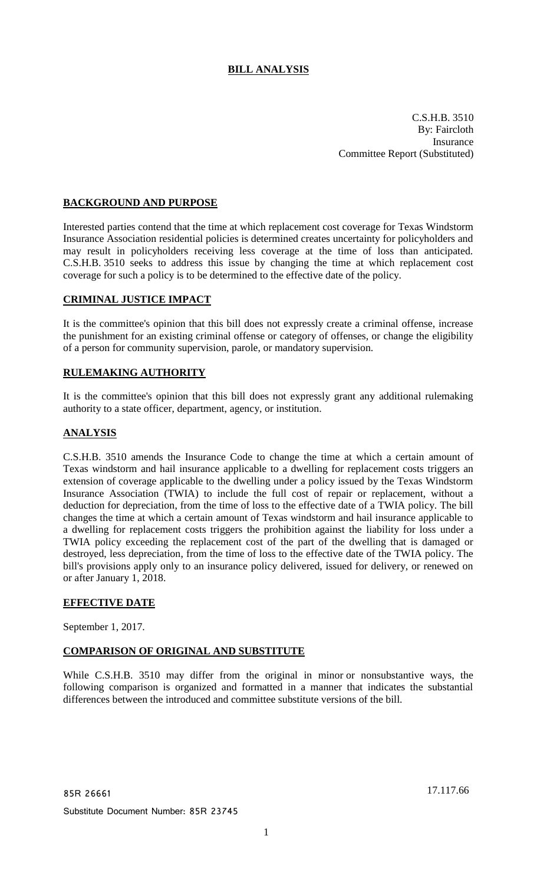# BILL ANALYSIS

C.S.H.B. 3510
By: Faircloth
Insurance
Committee Report (Substituted)

## BACKGROUND AND PURPOSE

Interested parties contend that the time at which replacement cost coverage for Texas Windstorm Insurance Association residential policies is determined creates uncertainty for policyholders and may result in policyholders receiving less coverage at the time of loss than anticipated. C.S.H.B. 3510 seeks to address this issue by changing the time at which replacement cost coverage for such a policy is to be determined to the effective date of the policy.

## CRIMINAL JUSTICE IMPACT

It is the committee's opinion that this bill does not expressly create a criminal offense, increase the punishment for an existing criminal offense or category of offenses, or change the eligibility of a person for community supervision, parole, or mandatory supervision.

## RULEMAKING AUTHORITY

It is the committee's opinion that this bill does not expressly grant any additional rulemaking authority to a state officer, department, agency, or institution.

## ANALYSIS

C.S.H.B. 3510 amends the Insurance Code to change the time at which a certain amount of Texas windstorm and hail insurance applicable to a dwelling for replacement costs triggers an extension of coverage applicable to the dwelling under a policy issued by the Texas Windstorm Insurance Association (TWIA) to include the full cost of repair or replacement, without a deduction for depreciation, from the time of loss to the effective date of a TWIA policy. The bill changes the time at which a certain amount of Texas windstorm and hail insurance applicable to a dwelling for replacement costs triggers the prohibition against the liability for loss under a TWIA policy exceeding the replacement cost of the part of the dwelling that is damaged or destroyed, less depreciation, from the time of loss to the effective date of the TWIA policy. The bill's provisions apply only to an insurance policy delivered, issued for delivery, or renewed on or after January 1, 2018.

## EFFECTIVE DATE

September 1, 2017.

## COMPARISON OF ORIGINAL AND SUBSTITUTE

While C.S.H.B. 3510 may differ from the original in minor or nonsubstantive ways, the following comparison is organized and formatted in a manner that indicates the substantial differences between the introduced and committee substitute versions of the bill.

85R 26661

17.117.66

Substitute Document Number: 85R 23745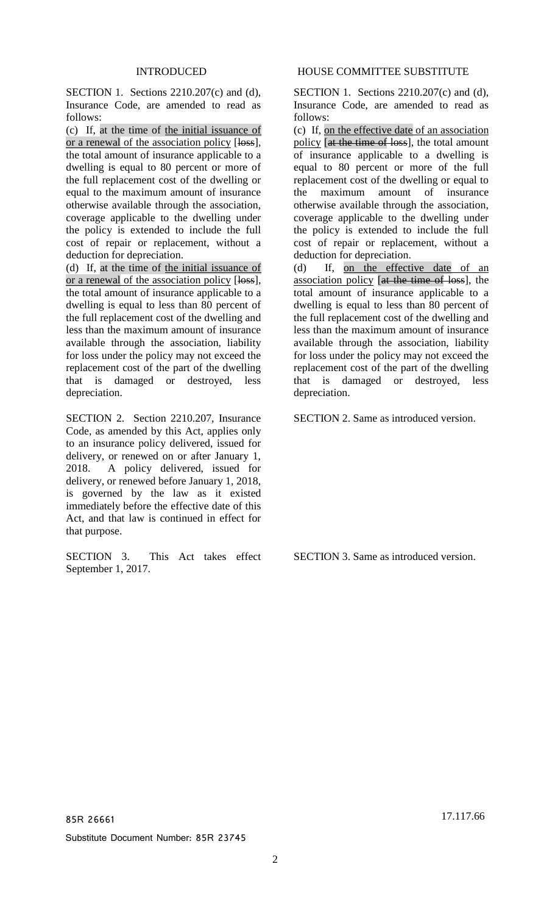| INTRODUCED | HOUSE COMMITTEE SUBSTITUTE |
|---|---|
| SECTION 1. Sections 2210.207(c) and (d), Insurance Code, are amended to read as follows: | SECTION 1. Sections 2210.207(c) and (d), Insurance Code, are amended to read as follows: |
| (c) If, at the time of the initial issuance of or a renewal of the association policy [loss], the total amount of insurance applicable to a dwelling is equal to 80 percent or more of the full replacement cost of the dwelling or equal to the maximum amount of insurance otherwise available through the association, coverage applicable to the dwelling under the policy is extended to include the full cost of repair or replacement, without a deduction for depreciation. | (c) If, on the effective date of an association policy [at the time of loss], the total amount of insurance applicable to a dwelling is equal to 80 percent or more of the full replacement cost of the dwelling or equal to the maximum amount of insurance otherwise available through the association, coverage applicable to the dwelling under the policy is extended to include the full cost of repair or replacement, without a deduction for depreciation. |
| (d) If, at the time of the initial issuance of or a renewal of the association policy [loss], the total amount of insurance applicable to a dwelling is equal to less than 80 percent of the full replacement cost of the dwelling and less than the maximum amount of insurance available through the association, liability for loss under the policy may not exceed the replacement cost of the part of the dwelling that is damaged or destroyed, less depreciation. | (d) If, on the effective date of an association policy [at the time of loss], the total amount of insurance applicable to a dwelling is equal to less than 80 percent of the full replacement cost of the dwelling and less than the maximum amount of insurance available through the association, liability for loss under the policy may not exceed the replacement cost of the part of the dwelling that is damaged or destroyed, less depreciation. |
| SECTION 2. Section 2210.207, Insurance Code, as amended by this Act, applies only to an insurance policy delivered, issued for delivery, or renewed on or after January 1, 2018. A policy delivered, issued for delivery, or renewed before January 1, 2018, is governed by the law as it existed immediately before the effective date of this Act, and that law is continued in effect for that purpose. | SECTION 2. Same as introduced version. |
| SECTION 3. This Act takes effect September 1, 2017. | SECTION 3. Same as introduced version. |

85R 26661

Substitute Document Number: 85R 23745

17.117.66